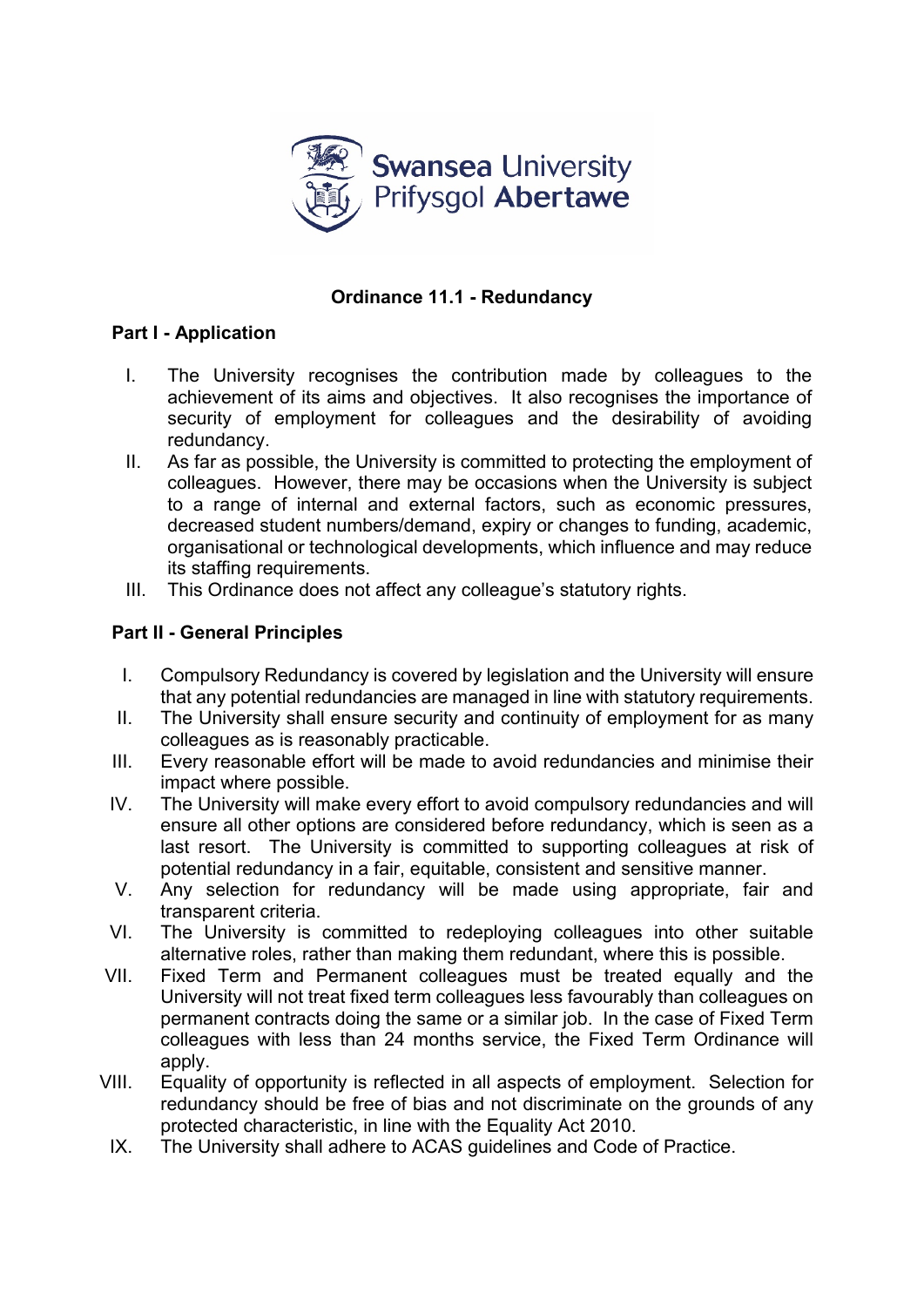Swansea University
Prifysgol Abertawe

# Ordinance 11.1 - Redundancy

## Part I - Application

I. The University recognises the contribution made by colleagues to the achievement of its aims and objectives. It also recognises the importance of security of employment for colleagues and the desirability of avoiding redundancy.

II. As far as possible, the University is committed to protecting the employment of colleagues. However, there may be occasions when the University is subject to a range of internal and external factors, such as economic pressures, decreased student numbers/demand, expiry or changes to funding, academic, organisational or technological developments, which influence and may reduce its staffing requirements.

III. This Ordinance does not affect any colleague's statutory rights.

## Part II - General Principles

I. Compulsory Redundancy is covered by legislation and the University will ensure that any potential redundancies are managed in line with statutory requirements.

II. The University shall ensure security and continuity of employment for as many colleagues as is reasonably practicable.

III. Every reasonable effort will be made to avoid redundancies and minimise their impact where possible.

IV. The University will make every effort to avoid compulsory redundancies and will ensure all other options are considered before redundancy, which is seen as a last resort. The University is committed to supporting colleagues at risk of potential redundancy in a fair, equitable, consistent and sensitive manner.

V. Any selection for redundancy will be made using appropriate, fair and transparent criteria.

VI. The University is committed to redeploying colleagues into other suitable alternative roles, rather than making them redundant, where this is possible.

VII. Fixed Term and Permanent colleagues must be treated equally and the University will not treat fixed term colleagues less favourably than colleagues on permanent contracts doing the same or a similar job. In the case of Fixed Term colleagues with less than 24 months service, the Fixed Term Ordinance will apply.

VIII. Equality of opportunity is reflected in all aspects of employment. Selection for redundancy should be free of bias and not discriminate on the grounds of any protected characteristic, in line with the Equality Act 2010.

IX. The University shall adhere to ACAS guidelines and Code of Practice.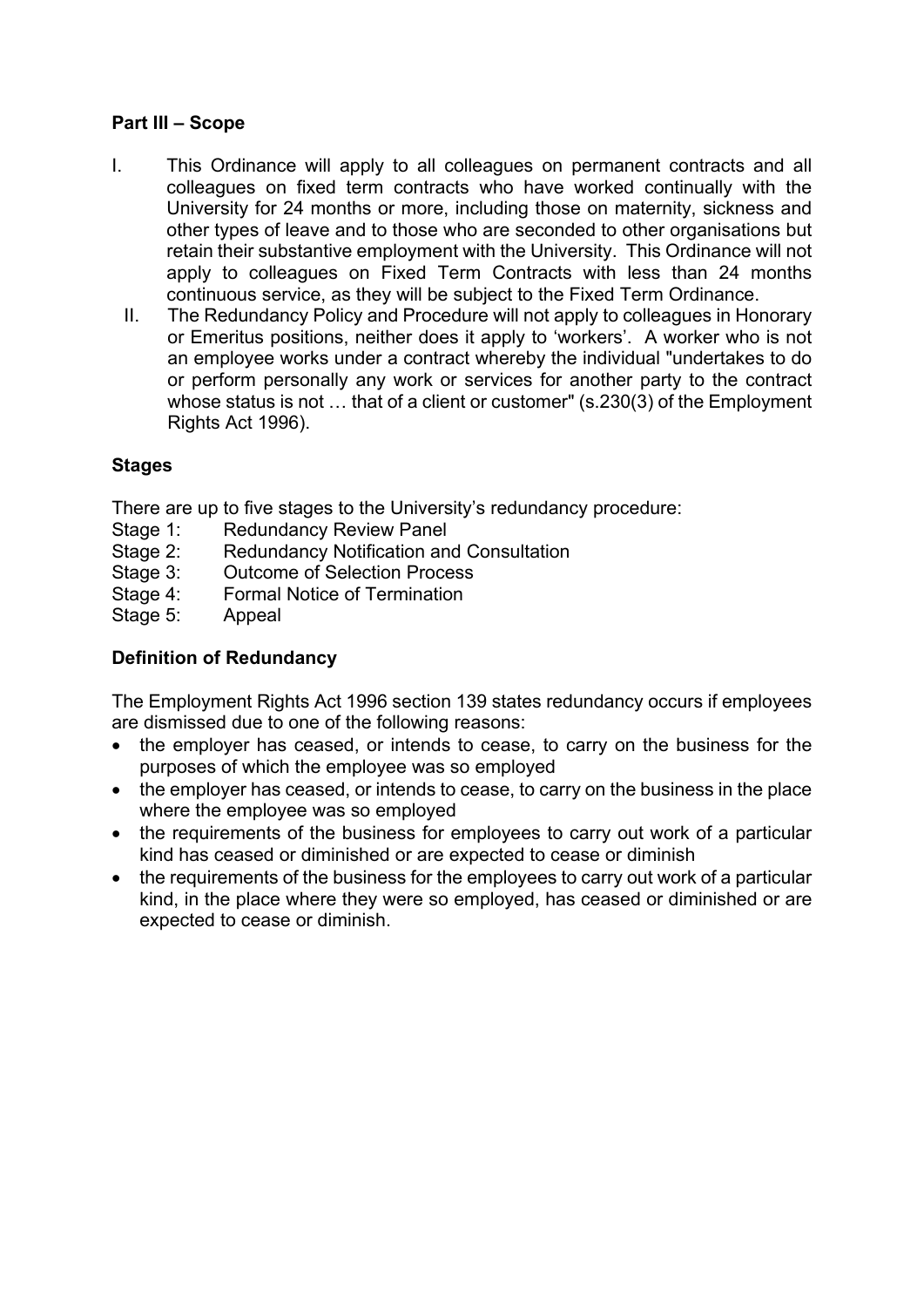**Part III – Scope**

I. This Ordinance will apply to all colleagues on permanent contracts and all colleagues on fixed term contracts who have worked continually with the University for 24 months or more, including those on maternity, sickness and other types of leave and to those who are seconded to other organisations but retain their substantive employment with the University. This Ordinance will not apply to colleagues on Fixed Term Contracts with less than 24 months continuous service, as they will be subject to the Fixed Term Ordinance.

II. The Redundancy Policy and Procedure will not apply to colleagues in Honorary or Emeritus positions, neither does it apply to 'workers'. A worker who is not an employee works under a contract whereby the individual "undertakes to do or perform personally any work or services for another party to the contract whose status is not … that of a client or customer" (s.230(3) of the Employment Rights Act 1996).

**Stages**

There are up to five stages to the University's redundancy procedure:

Stage 1: Redundancy Review Panel
Stage 2: Redundancy Notification and Consultation
Stage 3: Outcome of Selection Process
Stage 4: Formal Notice of Termination
Stage 5: Appeal

**Definition of Redundancy**

The Employment Rights Act 1996 section 139 states redundancy occurs if employees are dismissed due to one of the following reasons:

- the employer has ceased, or intends to cease, to carry on the business for the purposes of which the employee was so employed
- the employer has ceased, or intends to cease, to carry on the business in the place where the employee was so employed
- the requirements of the business for employees to carry out work of a particular kind has ceased or diminished or are expected to cease or diminish
- the requirements of the business for the employees to carry out work of a particular kind, in the place where they were so employed, has ceased or diminished or are expected to cease or diminish.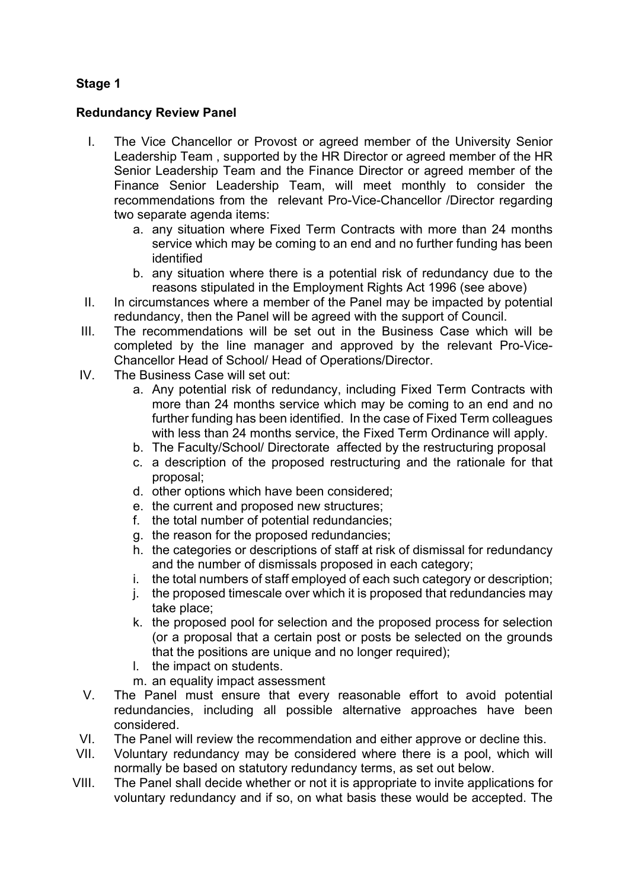**Stage 1**

**Redundancy Review Panel**

I. The Vice Chancellor or Provost or agreed member of the University Senior Leadership Team , supported by the HR Director or agreed member of the HR Senior Leadership Team and the Finance Director or agreed member of the Finance Senior Leadership Team, will meet monthly to consider the recommendations from the relevant Pro-Vice-Chancellor /Director regarding two separate agenda items:
   a. any situation where Fixed Term Contracts with more than 24 months service which may be coming to an end and no further funding has been identified
   b. any situation where there is a potential risk of redundancy due to the reasons stipulated in the Employment Rights Act 1996 (see above)

II. In circumstances where a member of the Panel may be impacted by potential redundancy, then the Panel will be agreed with the support of Council.

III. The recommendations will be set out in the Business Case which will be completed by the line manager and approved by the relevant Pro-Vice-Chancellor Head of School/ Head of Operations/Director.

IV. The Business Case will set out:
   a. Any potential risk of redundancy, including Fixed Term Contracts with more than 24 months service which may be coming to an end and no further funding has been identified. In the case of Fixed Term colleagues with less than 24 months service, the Fixed Term Ordinance will apply.
   b. The Faculty/School/ Directorate affected by the restructuring proposal
   c. a description of the proposed restructuring and the rationale for that proposal;
   d. other options which have been considered;
   e. the current and proposed new structures;
   f. the total number of potential redundancies;
   g. the reason for the proposed redundancies;
   h. the categories or descriptions of staff at risk of dismissal for redundancy and the number of dismissals proposed in each category;
   i. the total numbers of staff employed of each such category or description;
   j. the proposed timescale over which it is proposed that redundancies may take place;
   k. the proposed pool for selection and the proposed process for selection (or a proposal that a certain post or posts be selected on the grounds that the positions are unique and no longer required);
   l. the impact on students.
   m. an equality impact assessment

V. The Panel must ensure that every reasonable effort to avoid potential redundancies, including all possible alternative approaches have been considered.

VI. The Panel will review the recommendation and either approve or decline this.

VII. Voluntary redundancy may be considered where there is a pool, which will normally be based on statutory redundancy terms, as set out below.

VIII. The Panel shall decide whether or not it is appropriate to invite applications for voluntary redundancy and if so, on what basis these would be accepted. The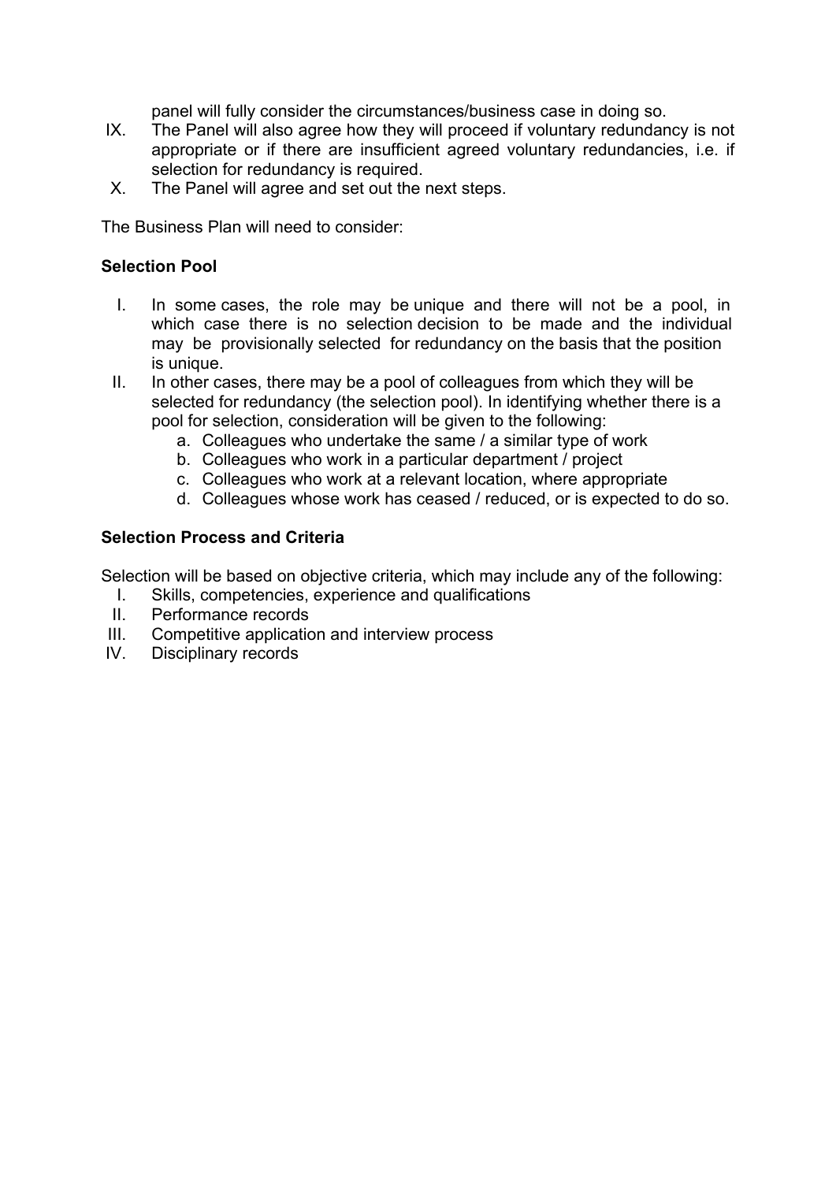panel will fully consider the circumstances/business case in doing so.

IX. The Panel will also agree how they will proceed if voluntary redundancy is not appropriate or if there are insufficient agreed voluntary redundancies, i.e. if selection for redundancy is required.

X. The Panel will agree and set out the next steps.

The Business Plan will need to consider:

**Selection Pool**

I. In some cases, the role may be unique and there will not be a pool, in which case there is no selection decision to be made and the individual may be provisionally selected for redundancy on the basis that the position is unique.

II. In other cases, there may be a pool of colleagues from which they will be selected for redundancy (the selection pool). In identifying whether there is a pool for selection, consideration will be given to the following:
   a. Colleagues who undertake the same / a similar type of work
   b. Colleagues who work in a particular department / project
   c. Colleagues who work at a relevant location, where appropriate
   d. Colleagues whose work has ceased / reduced, or is expected to do so.

**Selection Process and Criteria**

Selection will be based on objective criteria, which may include any of the following:

I. Skills, competencies, experience and qualifications

II. Performance records

III. Competitive application and interview process

IV. Disciplinary records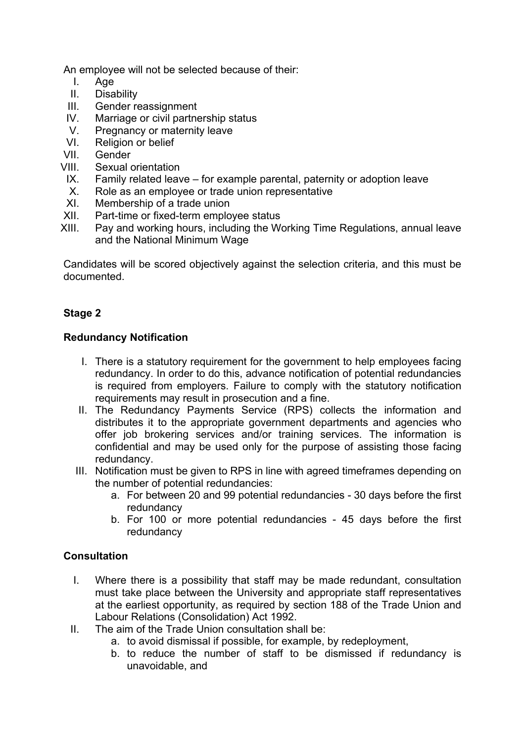An employee will not be selected because of their:

I. Age
II. Disability
III. Gender reassignment
IV. Marriage or civil partnership status
V. Pregnancy or maternity leave
VI. Religion or belief
VII. Gender
VIII. Sexual orientation
IX. Family related leave – for example parental, paternity or adoption leave
X. Role as an employee or trade union representative
XI. Membership of a trade union
XII. Part-time or fixed-term employee status
XIII. Pay and working hours, including the Working Time Regulations, annual leave and the National Minimum Wage

Candidates will be scored objectively against the selection criteria, and this must be documented.

### Stage 2

**Redundancy Notification**

I. There is a statutory requirement for the government to help employees facing redundancy. In order to do this, advance notification of potential redundancies is required from employers. Failure to comply with the statutory notification requirements may result in prosecution and a fine.
II. The Redundancy Payments Service (RPS) collects the information and distributes it to the appropriate government departments and agencies who offer job brokering services and/or training services. The information is confidential and may be used only for the purpose of assisting those facing redundancy.
III. Notification must be given to RPS in line with agreed timeframes depending on the number of potential redundancies:
    a. For between 20 and 99 potential redundancies - 30 days before the first redundancy
    b. For 100 or more potential redundancies - 45 days before the first redundancy

**Consultation**

I. Where there is a possibility that staff may be made redundant, consultation must take place between the University and appropriate staff representatives at the earliest opportunity, as required by section 188 of the Trade Union and Labour Relations (Consolidation) Act 1992.
II. The aim of the Trade Union consultation shall be:
    a. to avoid dismissal if possible, for example, by redeployment,
    b. to reduce the number of staff to be dismissed if redundancy is unavoidable, and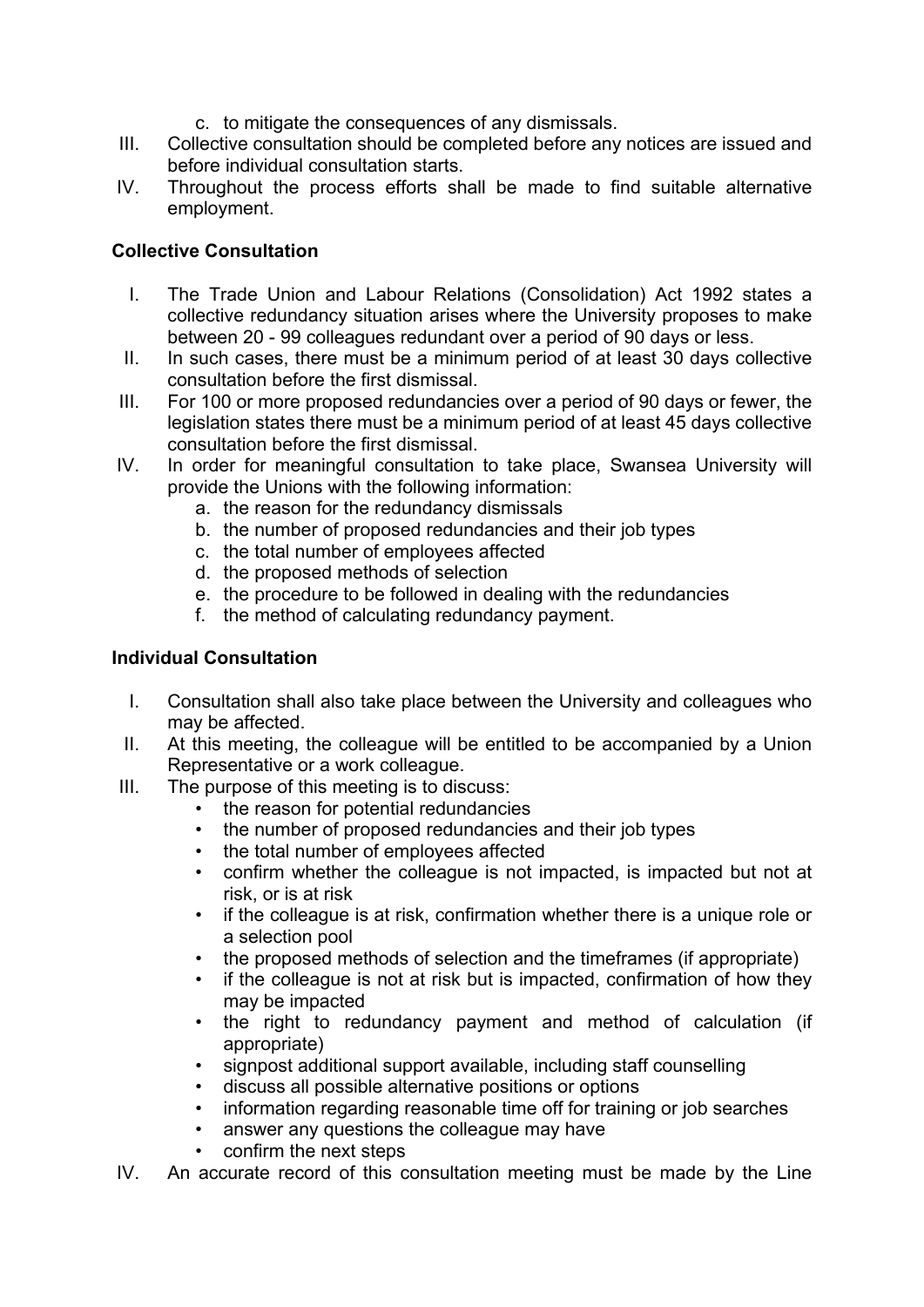c. to mitigate the consequences of any dismissals.

III. Collective consultation should be completed before any notices are issued and before individual consultation starts.

IV. Throughout the process efforts shall be made to find suitable alternative employment.

**Collective Consultation**

I. The Trade Union and Labour Relations (Consolidation) Act 1992 states a collective redundancy situation arises where the University proposes to make between 20 - 99 colleagues redundant over a period of 90 days or less.

II. In such cases, there must be a minimum period of at least 30 days collective consultation before the first dismissal.

III. For 100 or more proposed redundancies over a period of 90 days or fewer, the legislation states there must be a minimum period of at least 45 days collective consultation before the first dismissal.

IV. In order for meaningful consultation to take place, Swansea University will provide the Unions with the following information:
   a. the reason for the redundancy dismissals
   b. the number of proposed redundancies and their job types
   c. the total number of employees affected
   d. the proposed methods of selection
   e. the procedure to be followed in dealing with the redundancies
   f. the method of calculating redundancy payment.

**Individual Consultation**

I. Consultation shall also take place between the University and colleagues who may be affected.

II. At this meeting, the colleague will be entitled to be accompanied by a Union Representative or a work colleague.

III. The purpose of this meeting is to discuss:
   - the reason for potential redundancies
   - the number of proposed redundancies and their job types
   - the total number of employees affected
   - confirm whether the colleague is not impacted, is impacted but not at risk, or is at risk
   - if the colleague is at risk, confirmation whether there is a unique role or a selection pool
   - the proposed methods of selection and the timeframes (if appropriate)
   - if the colleague is not at risk but is impacted, confirmation of how they may be impacted
   - the right to redundancy payment and method of calculation (if appropriate)
   - signpost additional support available, including staff counselling
   - discuss all possible alternative positions or options
   - information regarding reasonable time off for training or job searches
   - answer any questions the colleague may have
   - confirm the next steps

IV. An accurate record of this consultation meeting must be made by the Line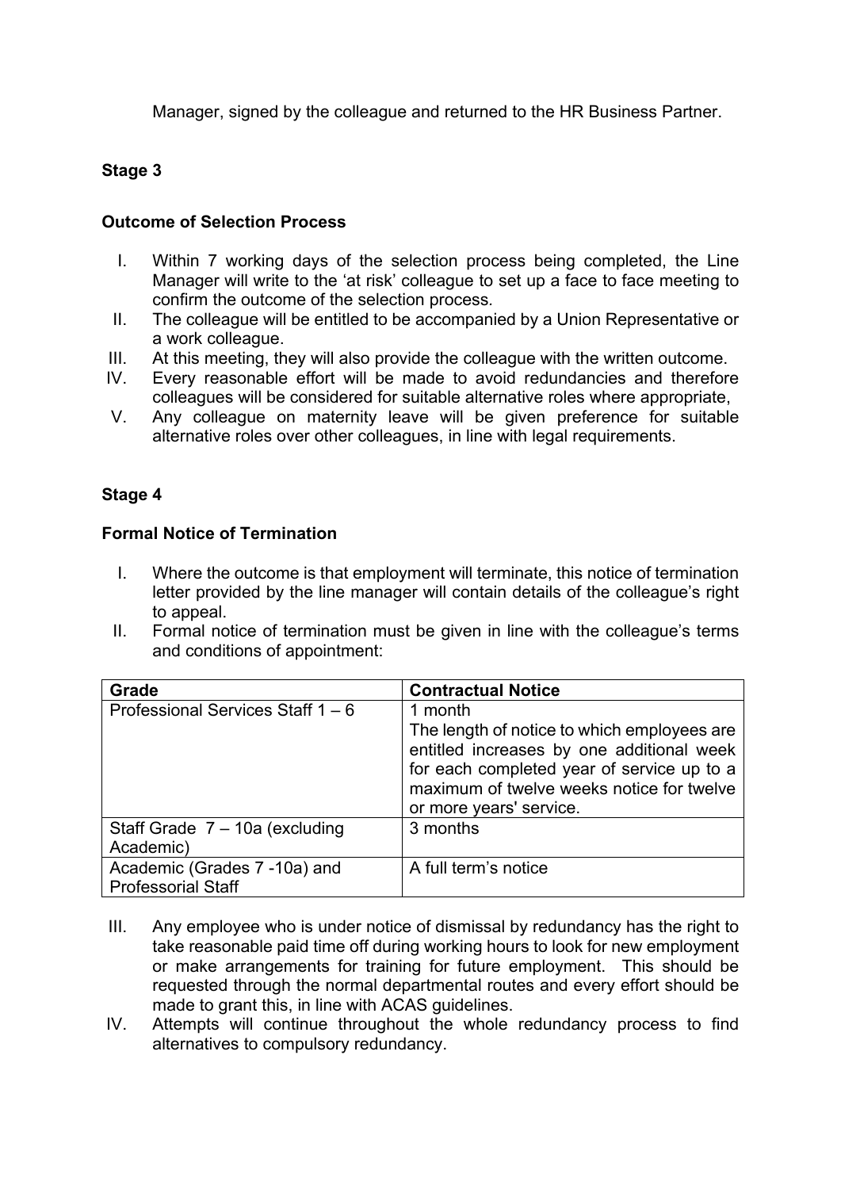Manager, signed by the colleague and returned to the HR Business Partner.

**Stage 3**

**Outcome of Selection Process**

I. Within 7 working days of the selection process being completed, the Line Manager will write to the 'at risk' colleague to set up a face to face meeting to confirm the outcome of the selection process.

II. The colleague will be entitled to be accompanied by a Union Representative or a work colleague.

III. At this meeting, they will also provide the colleague with the written outcome.

IV. Every reasonable effort will be made to avoid redundancies and therefore colleagues will be considered for suitable alternative roles where appropriate,

V. Any colleague on maternity leave will be given preference for suitable alternative roles over other colleagues, in line with legal requirements.

**Stage 4**

**Formal Notice of Termination**

I. Where the outcome is that employment will terminate, this notice of termination letter provided by the line manager will contain details of the colleague's right to appeal.

II. Formal notice of termination must be given in line with the colleague's terms and conditions of appointment:

| **Grade** | **Contractual Notice** |
|---|---|
| Professional Services Staff 1 – 6 | 1 month<br>The length of notice to which employees are entitled increases by one additional week for each completed year of service up to a maximum of twelve weeks notice for twelve or more years' service. |
| Staff Grade 7 – 10a (excluding Academic) | 3 months |
| Academic (Grades 7 -10a) and Professorial Staff | A full term's notice |

III. Any employee who is under notice of dismissal by redundancy has the right to take reasonable paid time off during working hours to look for new employment or make arrangements for training for future employment. This should be requested through the normal departmental routes and every effort should be made to grant this, in line with ACAS guidelines.

IV. Attempts will continue throughout the whole redundancy process to find alternatives to compulsory redundancy.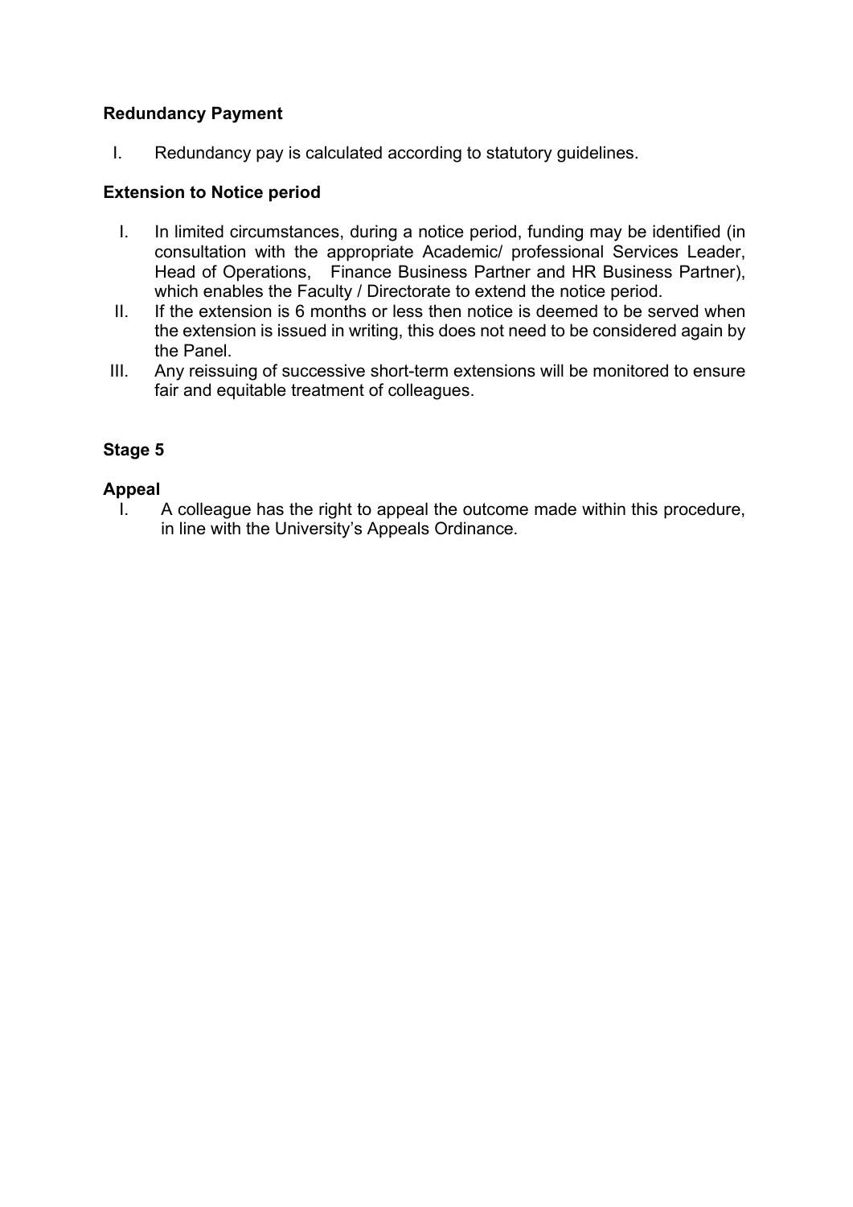**Redundancy Payment**

I. Redundancy pay is calculated according to statutory guidelines.

**Extension to Notice period**

I. In limited circumstances, during a notice period, funding may be identified (in consultation with the appropriate Academic/ professional Services Leader, Head of Operations, Finance Business Partner and HR Business Partner), which enables the Faculty / Directorate to extend the notice period.

II. If the extension is 6 months or less then notice is deemed to be served when the extension is issued in writing, this does not need to be considered again by the Panel.

III. Any reissuing of successive short-term extensions will be monitored to ensure fair and equitable treatment of colleagues.

**Stage 5**

**Appeal**

I. A colleague has the right to appeal the outcome made within this procedure, in line with the University's Appeals Ordinance.